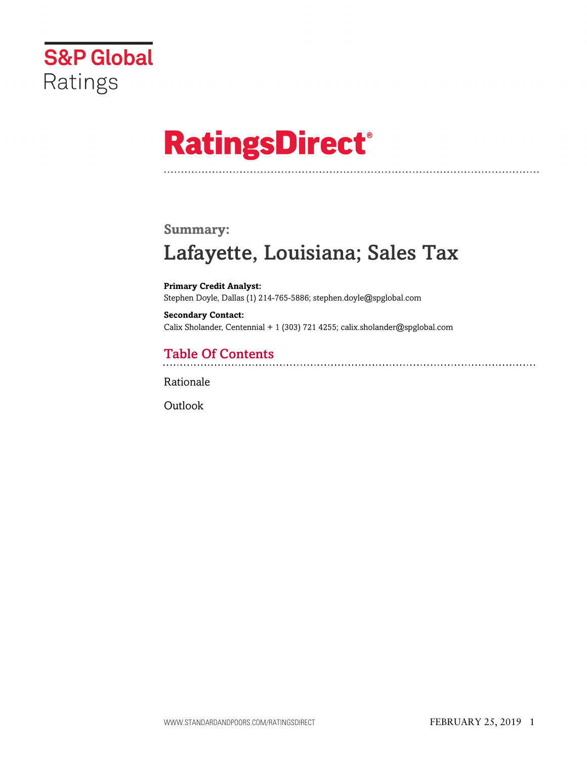S&P Global Ratings

# RatingsDirect®

## Summary:

# Lafayette, Louisiana; Sales Tax

**Primary Credit Analyst:**
Stephen Doyle, Dallas (1) 214-765-5886; stephen.doyle@spglobal.com

**Secondary Contact:**
Calix Sholander, Centennial + 1 (303) 721 4255; calix.sholander@spglobal.com

## Table Of Contents

Rationale

Outlook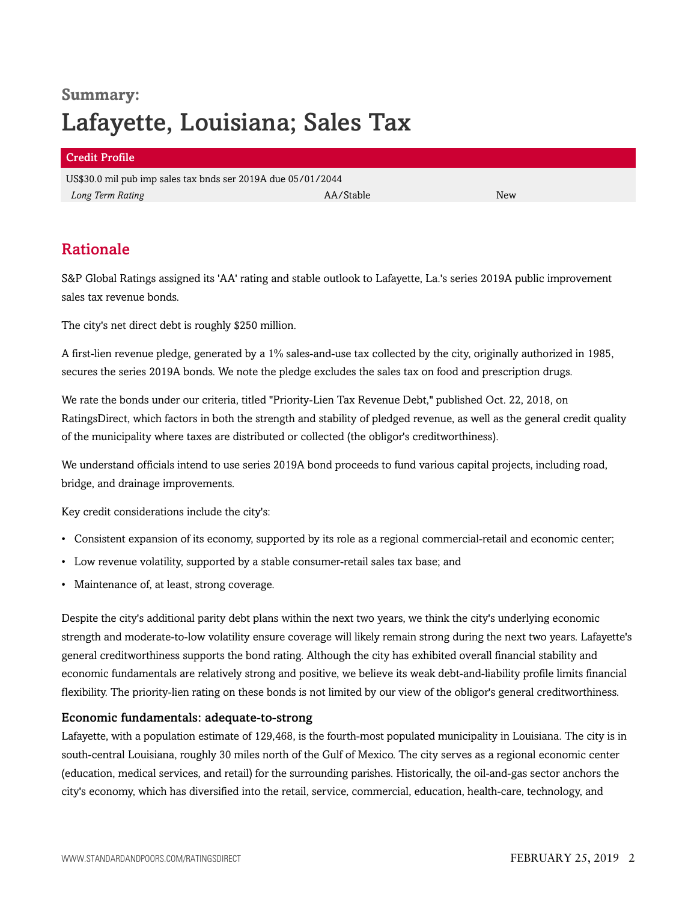**Summary:**

# Lafayette, Louisiana; Sales Tax

| Credit Profile | | |
|---|---|---|
| US$30.0 mil pub imp sales tax bnds ser 2019A due 05/01/2044 | | |
| *Long Term Rating* | AA/Stable | New |

## Rationale

S&P Global Ratings assigned its 'AA' rating and stable outlook to Lafayette, La.'s series 2019A public improvement sales tax revenue bonds.

The city's net direct debt is roughly $250 million.

A first-lien revenue pledge, generated by a 1% sales-and-use tax collected by the city, originally authorized in 1985, secures the series 2019A bonds. We note the pledge excludes the sales tax on food and prescription drugs.

We rate the bonds under our criteria, titled "Priority-Lien Tax Revenue Debt," published Oct. 22, 2018, on RatingsDirect, which factors in both the strength and stability of pledged revenue, as well as the general credit quality of the municipality where taxes are distributed or collected (the obligor's creditworthiness).

We understand officials intend to use series 2019A bond proceeds to fund various capital projects, including road, bridge, and drainage improvements.

Key credit considerations include the city's:

- Consistent expansion of its economy, supported by its role as a regional commercial-retail and economic center;
- Low revenue volatility, supported by a stable consumer-retail sales tax base; and
- Maintenance of, at least, strong coverage.

Despite the city's additional parity debt plans within the next two years, we think the city's underlying economic strength and moderate-to-low volatility ensure coverage will likely remain strong during the next two years. Lafayette's general creditworthiness supports the bond rating. Although the city has exhibited overall financial stability and economic fundamentals are relatively strong and positive, we believe its weak debt-and-liability profile limits financial flexibility. The priority-lien rating on these bonds is not limited by our view of the obligor's general creditworthiness.

### Economic fundamentals: adequate-to-strong

Lafayette, with a population estimate of 129,468, is the fourth-most populated municipality in Louisiana. The city is in south-central Louisiana, roughly 30 miles north of the Gulf of Mexico. The city serves as a regional economic center (education, medical services, and retail) for the surrounding parishes. Historically, the oil-and-gas sector anchors the city's economy, which has diversified into the retail, service, commercial, education, health-care, technology, and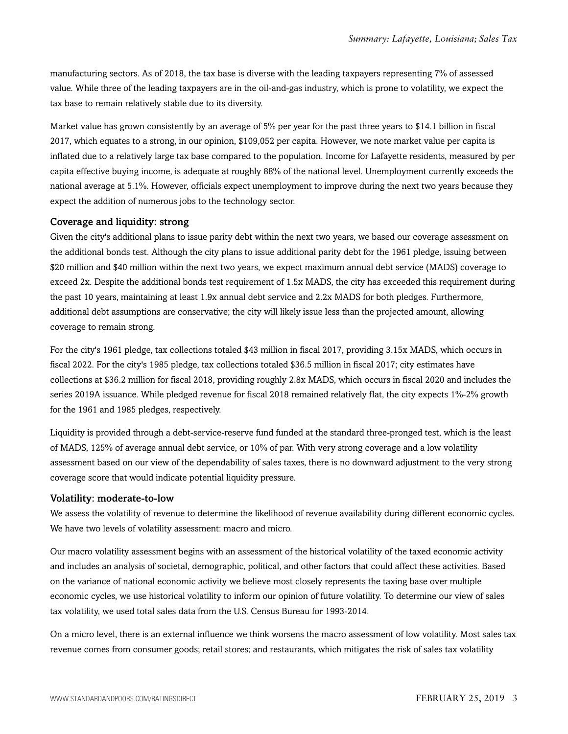manufacturing sectors. As of 2018, the tax base is diverse with the leading taxpayers representing 7% of assessed value. While three of the leading taxpayers are in the oil-and-gas industry, which is prone to volatility, we expect the tax base to remain relatively stable due to its diversity.

Market value has grown consistently by an average of 5% per year for the past three years to $14.1 billion in fiscal 2017, which equates to a strong, in our opinion, $109,052 per capita. However, we note market value per capita is inflated due to a relatively large tax base compared to the population. Income for Lafayette residents, measured by per capita effective buying income, is adequate at roughly 88% of the national level. Unemployment currently exceeds the national average at 5.1%. However, officials expect unemployment to improve during the next two years because they expect the addition of numerous jobs to the technology sector.

### Coverage and liquidity: strong

Given the city's additional plans to issue parity debt within the next two years, we based our coverage assessment on the additional bonds test. Although the city plans to issue additional parity debt for the 1961 pledge, issuing between $20 million and $40 million within the next two years, we expect maximum annual debt service (MADS) coverage to exceed 2x. Despite the additional bonds test requirement of 1.5x MADS, the city has exceeded this requirement during the past 10 years, maintaining at least 1.9x annual debt service and 2.2x MADS for both pledges. Furthermore, additional debt assumptions are conservative; the city will likely issue less than the projected amount, allowing coverage to remain strong.

For the city's 1961 pledge, tax collections totaled $43 million in fiscal 2017, providing 3.15x MADS, which occurs in fiscal 2022. For the city's 1985 pledge, tax collections totaled $36.5 million in fiscal 2017; city estimates have collections at $36.2 million for fiscal 2018, providing roughly 2.8x MADS, which occurs in fiscal 2020 and includes the series 2019A issuance. While pledged revenue for fiscal 2018 remained relatively flat, the city expects 1%-2% growth for the 1961 and 1985 pledges, respectively.

Liquidity is provided through a debt-service-reserve fund funded at the standard three-pronged test, which is the least of MADS, 125% of average annual debt service, or 10% of par. With very strong coverage and a low volatility assessment based on our view of the dependability of sales taxes, there is no downward adjustment to the very strong coverage score that would indicate potential liquidity pressure.

### Volatility: moderate-to-low

We assess the volatility of revenue to determine the likelihood of revenue availability during different economic cycles. We have two levels of volatility assessment: macro and micro.

Our macro volatility assessment begins with an assessment of the historical volatility of the taxed economic activity and includes an analysis of societal, demographic, political, and other factors that could affect these activities. Based on the variance of national economic activity we believe most closely represents the taxing base over multiple economic cycles, we use historical volatility to inform our opinion of future volatility. To determine our view of sales tax volatility, we used total sales data from the U.S. Census Bureau for 1993-2014.

On a micro level, there is an external influence we think worsens the macro assessment of low volatility. Most sales tax revenue comes from consumer goods; retail stores; and restaurants, which mitigates the risk of sales tax volatility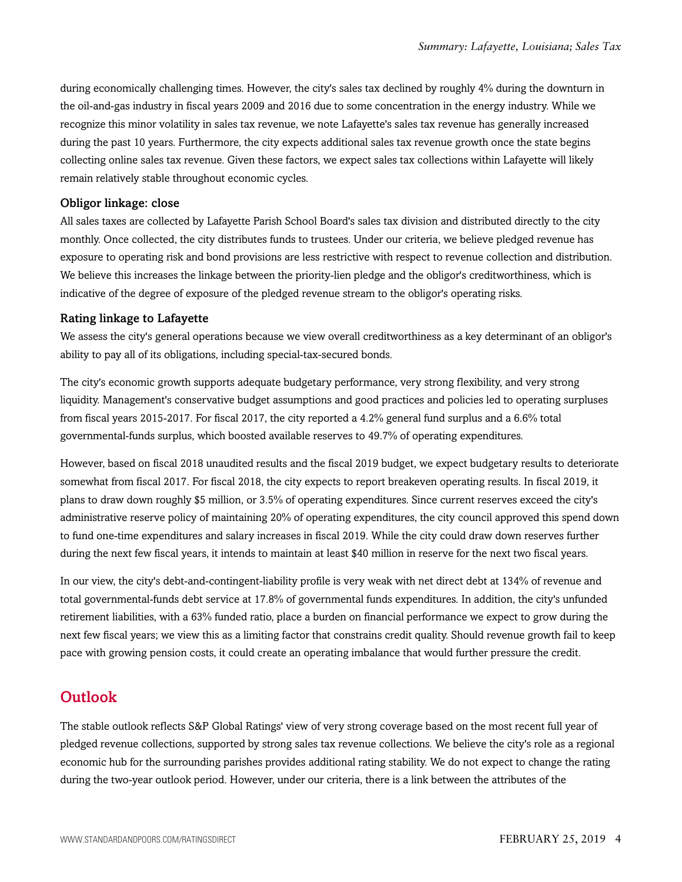during economically challenging times. However, the city's sales tax declined by roughly 4% during the downturn in the oil-and-gas industry in fiscal years 2009 and 2016 due to some concentration in the energy industry. While we recognize this minor volatility in sales tax revenue, we note Lafayette's sales tax revenue has generally increased during the past 10 years. Furthermore, the city expects additional sales tax revenue growth once the state begins collecting online sales tax revenue. Given these factors, we expect sales tax collections within Lafayette will likely remain relatively stable throughout economic cycles.

### Obligor linkage: close

All sales taxes are collected by Lafayette Parish School Board's sales tax division and distributed directly to the city monthly. Once collected, the city distributes funds to trustees. Under our criteria, we believe pledged revenue has exposure to operating risk and bond provisions are less restrictive with respect to revenue collection and distribution. We believe this increases the linkage between the priority-lien pledge and the obligor's creditworthiness, which is indicative of the degree of exposure of the pledged revenue stream to the obligor's operating risks.

### Rating linkage to Lafayette

We assess the city's general operations because we view overall creditworthiness as a key determinant of an obligor's ability to pay all of its obligations, including special-tax-secured bonds.

The city's economic growth supports adequate budgetary performance, very strong flexibility, and very strong liquidity. Management's conservative budget assumptions and good practices and policies led to operating surpluses from fiscal years 2015-2017. For fiscal 2017, the city reported a 4.2% general fund surplus and a 6.6% total governmental-funds surplus, which boosted available reserves to 49.7% of operating expenditures.

However, based on fiscal 2018 unaudited results and the fiscal 2019 budget, we expect budgetary results to deteriorate somewhat from fiscal 2017. For fiscal 2018, the city expects to report breakeven operating results. In fiscal 2019, it plans to draw down roughly $5 million, or 3.5% of operating expenditures. Since current reserves exceed the city's administrative reserve policy of maintaining 20% of operating expenditures, the city council approved this spend down to fund one-time expenditures and salary increases in fiscal 2019. While the city could draw down reserves further during the next few fiscal years, it intends to maintain at least $40 million in reserve for the next two fiscal years.

In our view, the city's debt-and-contingent-liability profile is very weak with net direct debt at 134% of revenue and total governmental-funds debt service at 17.8% of governmental funds expenditures. In addition, the city's unfunded retirement liabilities, with a 63% funded ratio, place a burden on financial performance we expect to grow during the next few fiscal years; we view this as a limiting factor that constrains credit quality. Should revenue growth fail to keep pace with growing pension costs, it could create an operating imbalance that would further pressure the credit.

## Outlook

The stable outlook reflects S&P Global Ratings' view of very strong coverage based on the most recent full year of pledged revenue collections, supported by strong sales tax revenue collections. We believe the city's role as a regional economic hub for the surrounding parishes provides additional rating stability. We do not expect to change the rating during the two-year outlook period. However, under our criteria, there is a link between the attributes of the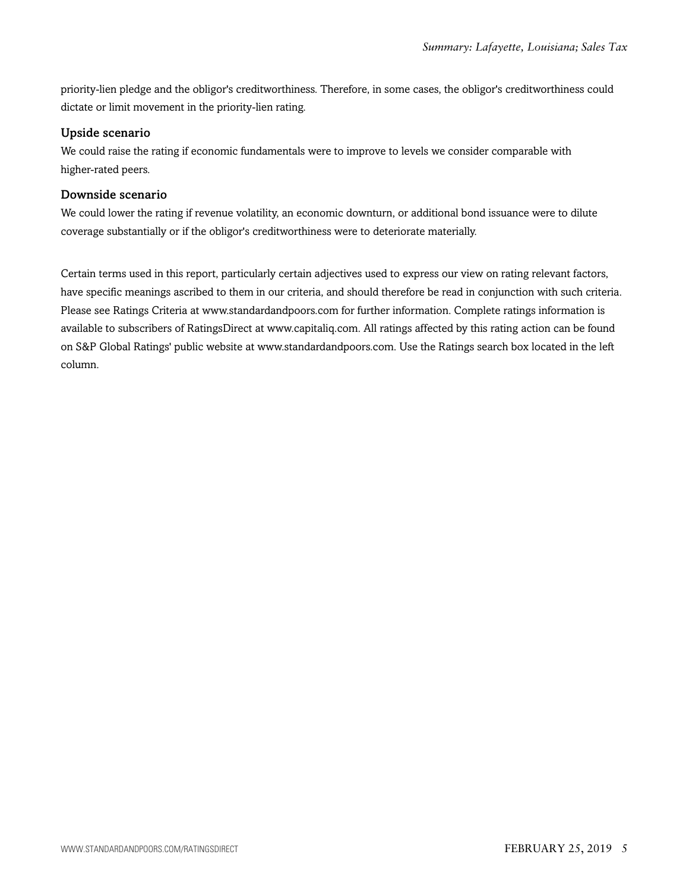priority-lien pledge and the obligor's creditworthiness. Therefore, in some cases, the obligor's creditworthiness could dictate or limit movement in the priority-lien rating.

### Upside scenario

We could raise the rating if economic fundamentals were to improve to levels we consider comparable with higher-rated peers.

### Downside scenario

We could lower the rating if revenue volatility, an economic downturn, or additional bond issuance were to dilute coverage substantially or if the obligor's creditworthiness were to deteriorate materially.

Certain terms used in this report, particularly certain adjectives used to express our view on rating relevant factors, have specific meanings ascribed to them in our criteria, and should therefore be read in conjunction with such criteria. Please see Ratings Criteria at www.standardandpoors.com for further information. Complete ratings information is available to subscribers of RatingsDirect at www.capitaliq.com. All ratings affected by this rating action can be found on S&P Global Ratings' public website at www.standardandpoors.com. Use the Ratings search box located in the left column.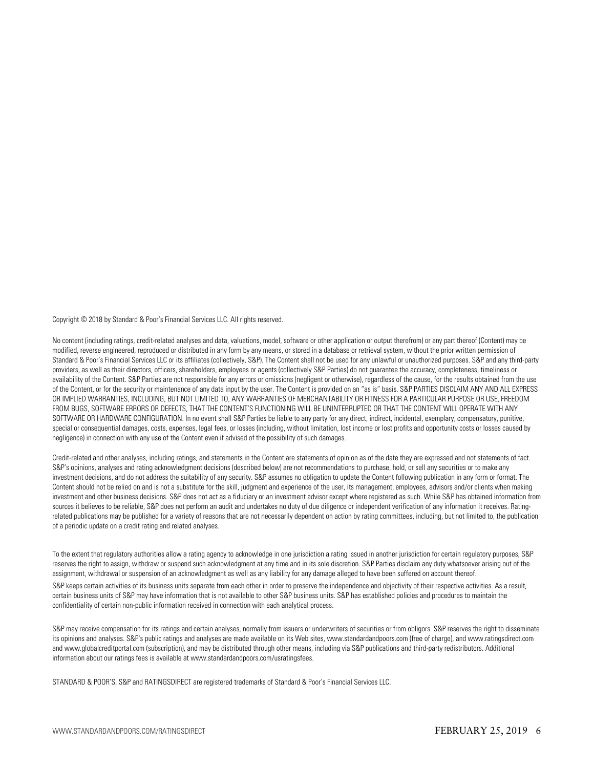Copyright © 2018 by Standard & Poor's Financial Services LLC. All rights reserved.

No content (including ratings, credit-related analyses and data, valuations, model, software or other application or output therefrom) or any part thereof (Content) may be modified, reverse engineered, reproduced or distributed in any form by any means, or stored in a database or retrieval system, without the prior written permission of Standard & Poor's Financial Services LLC or its affiliates (collectively, S&P). The Content shall not be used for any unlawful or unauthorized purposes. S&P and any third-party providers, as well as their directors, officers, shareholders, employees or agents (collectively S&P Parties) do not guarantee the accuracy, completeness, timeliness or availability of the Content. S&P Parties are not responsible for any errors or omissions (negligent or otherwise), regardless of the cause, for the results obtained from the use of the Content, or for the security or maintenance of any data input by the user. The Content is provided on an "as is" basis. S&P PARTIES DISCLAIM ANY AND ALL EXPRESS OR IMPLIED WARRANTIES, INCLUDING, BUT NOT LIMITED TO, ANY WARRANTIES OF MERCHANTABILITY OR FITNESS FOR A PARTICULAR PURPOSE OR USE, FREEDOM FROM BUGS, SOFTWARE ERRORS OR DEFECTS, THAT THE CONTENT'S FUNCTIONING WILL BE UNINTERRUPTED OR THAT THE CONTENT WILL OPERATE WITH ANY SOFTWARE OR HARDWARE CONFIGURATION. In no event shall S&P Parties be liable to any party for any direct, indirect, incidental, exemplary, compensatory, punitive, special or consequential damages, costs, expenses, legal fees, or losses (including, without limitation, lost income or lost profits and opportunity costs or losses caused by negligence) in connection with any use of the Content even if advised of the possibility of such damages.

Credit-related and other analyses, including ratings, and statements in the Content are statements of opinion as of the date they are expressed and not statements of fact. S&P's opinions, analyses and rating acknowledgment decisions (described below) are not recommendations to purchase, hold, or sell any securities or to make any investment decisions, and do not address the suitability of any security. S&P assumes no obligation to update the Content following publication in any form or format. The Content should not be relied on and is not a substitute for the skill, judgment and experience of the user, its management, employees, advisors and/or clients when making investment and other business decisions. S&P does not act as a fiduciary or an investment advisor except where registered as such. While S&P has obtained information from sources it believes to be reliable, S&P does not perform an audit and undertakes no duty of due diligence or independent verification of any information it receives. Rating-related publications may be published for a variety of reasons that are not necessarily dependent on action by rating committees, including, but not limited to, the publication of a periodic update on a credit rating and related analyses.

To the extent that regulatory authorities allow a rating agency to acknowledge in one jurisdiction a rating issued in another jurisdiction for certain regulatory purposes, S&P reserves the right to assign, withdraw or suspend such acknowledgment at any time and in its sole discretion. S&P Parties disclaim any duty whatsoever arising out of the assignment, withdrawal or suspension of an acknowledgment as well as any liability for any damage alleged to have been suffered on account thereof.

S&P keeps certain activities of its business units separate from each other in order to preserve the independence and objectivity of their respective activities. As a result, certain business units of S&P may have information that is not available to other S&P business units. S&P has established policies and procedures to maintain the confidentiality of certain non-public information received in connection with each analytical process.

S&P may receive compensation for its ratings and certain analyses, normally from issuers or underwriters of securities or from obligors. S&P reserves the right to disseminate its opinions and analyses. S&P's public ratings and analyses are made available on its Web sites, www.standardandpoors.com (free of charge), and www.ratingsdirect.com and www.globalcreditportal.com (subscription), and may be distributed through other means, including via S&P publications and third-party redistributors. Additional information about our ratings fees is available at www.standardandpoors.com/usratingsfees.

STANDARD & POOR'S, S&P and RATINGSDIRECT are registered trademarks of Standard & Poor's Financial Services LLC.